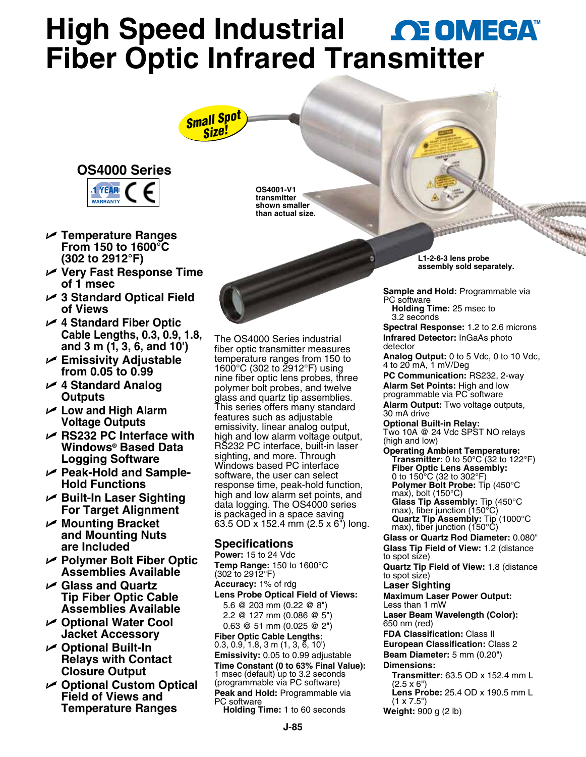# High Speed Industrial Fiber Optic Infrared Transmitter

OMEGA

Small Spot Size!

## OS4000 Series

1 YEAR WARRANTY CE

OS4001-V1 transmitter shown smaller than actual size.

L1-2-6-3 lens probe assembly sold separately.

- Temperature Ranges From 150 to 1600°C (302 to 2912°F)
- Very Fast Response Time of 1 msec
- 3 Standard Optical Field of Views
- 4 Standard Fiber Optic Cable Lengths, 0.3, 0.9, 1.8, and 3 m (1, 3, 6, and 10')
- Emissivity Adjustable from 0.05 to 0.99
- 4 Standard Analog Outputs
- Low and High Alarm Voltage Outputs
- RS232 PC Interface with Windows® Based Data Logging Software
- Peak-Hold and Sample-Hold Functions
- Built-In Laser Sighting For Target Alignment
- Mounting Bracket and Mounting Nuts are Included
- Polymer Bolt Fiber Optic Assemblies Available
- Glass and Quartz Tip Fiber Optic Cable Assemblies Available
- Optional Water Cool Jacket Accessory
- Optional Built-In Relays with Contact Closure Output
- Optional Custom Optical Field of Views and Temperature Ranges

The OS4000 Series industrial fiber optic transmitter measures temperature ranges from 150 to 1600°C (302 to 2912°F) using nine fiber optic lens probes, three polymer bolt probes, and twelve glass and quartz tip assemblies. This series offers many standard features such as adjustable emissivity, linear analog output, high and low alarm voltage output, RS232 PC interface, built-in laser sighting, and more. Through Windows based PC interface software, the user can select response time, peak-hold function, high and low alarm set points, and data logging. The OS4000 series is packaged in a space saving 63.5 OD x 152.4 mm (2.5 x 6") long.

## Specifications

**Power:** 15 to 24 Vdc

**Temp Range:** 150 to 1600°C (302 to 2912°F)

**Accuracy:** 1% of rdg

**Lens Probe Optical Field of Views:**
- 5.6 @ 203 mm (0.22 @ 8")
- 2.2 @ 127 mm (0.086 @ 5")
- 0.63 @ 51 mm (0.025 @ 2")

**Fiber Optic Cable Lengths:** 0.3, 0.9, 1.8, 3 m (1, 3, 6, 10')

**Emissivity:** 0.05 to 0.99 adjustable

**Time Constant (0 to 63% Final Value):** 1 msec (default) up to 3.2 seconds (programmable via PC software)

**Peak and Hold:** Programmable via PC software
- **Holding Time:** 1 to 60 seconds

**Sample and Hold:** Programmable via PC software
- **Holding Time:** 25 msec to 3.2 seconds

**Spectral Response:** 1.2 to 2.6 microns

**Infrared Detector:** InGaAs photo detector

**Analog Output:** 0 to 5 Vdc, 0 to 10 Vdc, 4 to 20 mA, 1 mV/Deg

**PC Communication:** RS232, 2-way

**Alarm Set Points:** High and low programmable via PC software

**Alarm Output:** Two voltage outputs, 30 mA drive

**Optional Built-in Relay:** Two 10A @ 24 Vdc SPST NO relays (high and low)

**Operating Ambient Temperature:**
- **Transmitter:** 0 to 50°C (32 to 122°F)
- **Fiber Optic Lens Assembly:** 0 to 150°C (32 to 302°F)
- **Polymer Bolt Probe:** Tip (450°C max), bolt (150°C)
- **Glass Tip Assembly:** Tip (450°C max), fiber junction (150°C)
- **Quartz Tip Assembly:** Tip (1000°C max), fiber junction (150°C)

**Glass or Quartz Rod Diameter:** 0.080"

**Glass Tip Field of View:** 1.2 (distance to spot size)

**Quartz Tip Field of View:** 1.8 (distance to spot size)

### Laser Sighting

**Maximum Laser Power Output:** Less than 1 mW

**Laser Beam Wavelength (Color):** 650 nm (red)

**FDA Classification:** Class II

**European Classification:** Class 2

**Beam Diameter:** 5 mm (0.20")

**Dimensions:**
- **Transmitter:** 63.5 OD x 152.4 mm L (2.5 x 6")
- **Lens Probe:** 25.4 OD x 190.5 mm L (1 x 7.5")

**Weight:** 900 g (2 lb)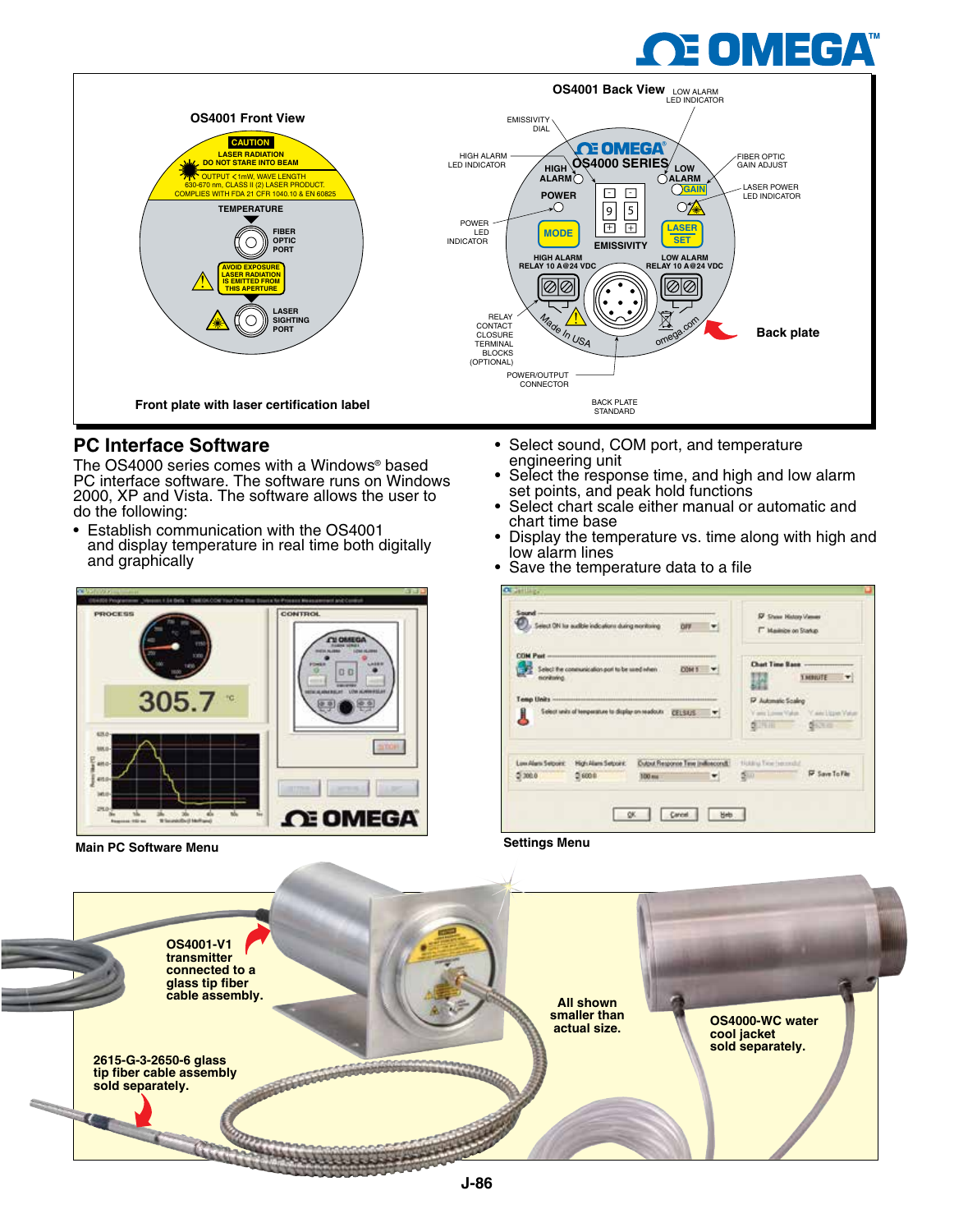### OS4001 Front View

CAUTION
LASER RADIATION
DO NOT STARE INTO BEAM
OUTPUT < 1mW, WAVE LENGTH 630-670 nm, CLASS II (2) LASER PRODUCT. COMPLIES WITH FDA 21 CFR 1040.10 & EN 60825

TEMPERATURE

FIBER OPTIC PORT

AVOID EXPOSURE LASER RADIATION IS EMITTED FROM THIS APERTURE

LASER SIGHTING PORT

Front plate with laser certification label

### OS4001 Back View

LOW ALARM LED INDICATOR, EMISSIVITY DIAL, HIGH ALARM LED INDICATOR, FIBER OPTIC GAIN ADJUST, LASER POWER LED INDICATOR, POWER LED INDICATOR, RELAY CONTACT CLOSURE TERMINAL BLOCKS (OPTIONAL), POWER/OUTPUT CONNECTOR, BACK PLATE STANDARD

OMEGA OS4000 SERIES — HIGH ALARM, LOW ALARM, GAIN, POWER, MODE, EMISSIVITY, LASER SET, HIGH ALARM RELAY 10 A@24 VDC, LOW ALARM RELAY 10 A@24 VDC, Made In USA, omega.com

Back plate

## PC Interface Software

The OS4000 series comes with a Windows® based PC interface software. The software runs on Windows 2000, XP and Vista. The software allows the user to do the following:

- Establish communication with the OS4001 and display temperature in real time both digitally and graphically
- Select sound, COM port, and temperature engineering unit
- Select the response time, and high and low alarm set points, and peak hold functions
- Select chart scale either manual or automatic and chart time base
- Display the temperature vs. time along with high and low alarm lines
- Save the temperature data to a file

Main PC Software Menu

Settings Menu

OS4001-V1 transmitter connected to a glass tip fiber cable assembly.

2615-G-3-2650-6 glass tip fiber cable assembly sold separately.

All shown smaller than actual size.

OS4000-WC water cool jacket sold separately.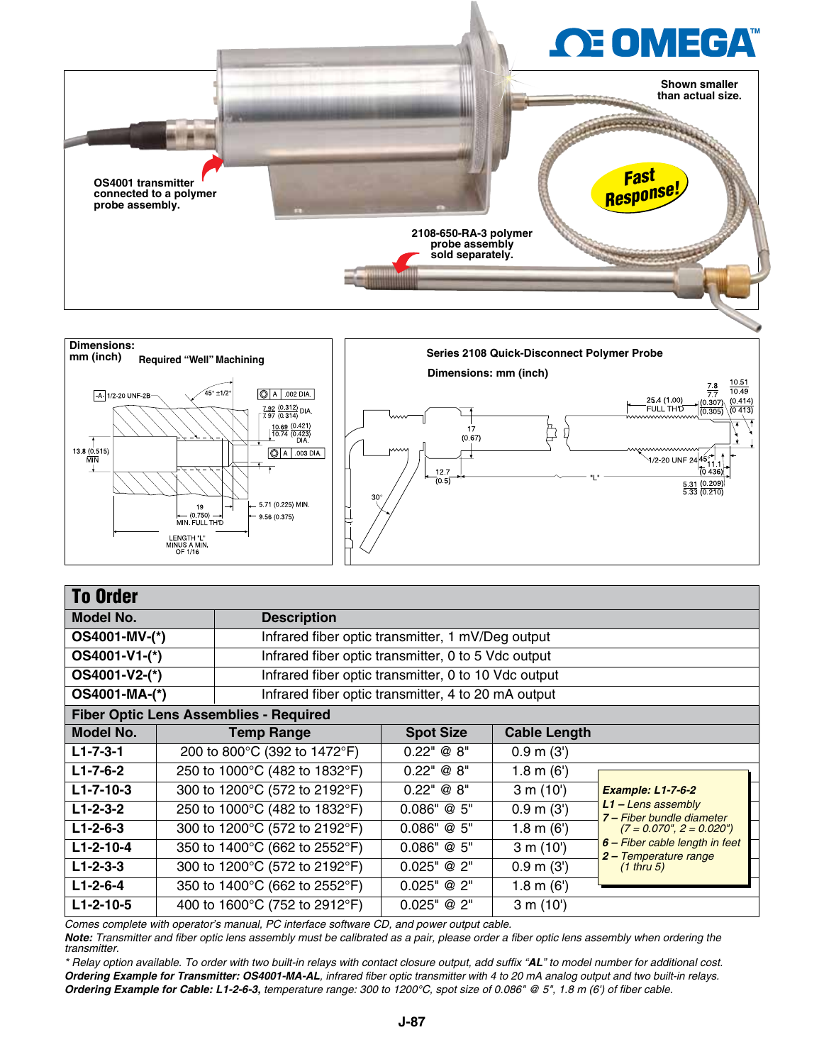Shown smaller than actual size.

OS4001 transmitter connected to a polymer probe assembly.

Fast Response!

2108-650-RA-3 polymer probe assembly sold separately.

**Dimensions:** mm (inch) **Required "Well" Machining**

**Series 2108 Quick-Disconnect Polymer Probe**

**Dimensions: mm (inch)**

## To Order

| Model No. | Description |
|---|---|
| **OS4001-MV-(*)** | Infrared fiber optic transmitter, 1 mV/Deg output |
| **OS4001-V1-(*)** | Infrared fiber optic transmitter, 0 to 5 Vdc output |
| **OS4001-V2-(*)** | Infrared fiber optic transmitter, 0 to 10 Vdc output |
| **OS4001-MA-(*)** | Infrared fiber optic transmitter, 4 to 20 mA output |

**Fiber Optic Lens Assemblies - Required**

| Model No. | Temp Range | Spot Size | Cable Length |
|---|---|---|---|
| **L1-7-3-1** | 200 to 800°C (392 to 1472°F) | 0.22" @ 8" | 0.9 m (3') |
| **L1-7-6-2** | 250 to 1000°C (482 to 1832°F) | 0.22" @ 8" | 1.8 m (6') |
| **L1-7-10-3** | 300 to 1200°C (572 to 2192°F) | 0.22" @ 8" | 3 m (10') |
| **L1-2-3-2** | 250 to 1000°C (482 to 1832°F) | 0.086" @ 5" | 0.9 m (3') |
| **L1-2-6-3** | 300 to 1200°C (572 to 2192°F) | 0.086" @ 5" | 1.8 m (6') |
| **L1-2-10-4** | 350 to 1400°C (662 to 2552°F) | 0.086" @ 5" | 3 m (10') |
| **L1-2-3-3** | 300 to 1200°C (572 to 2192°F) | 0.025" @ 2" | 0.9 m (3') |
| **L1-2-6-4** | 350 to 1400°C (662 to 2552°F) | 0.025" @ 2" | 1.8 m (6') |
| **L1-2-10-5** | 400 to 1600°C (752 to 2912°F) | 0.025" @ 2" | 3 m (10') |

***Example: L1-7-6-2***
*__L1__ – Lens assembly*
*__7__ – Fiber bundle diameter (7 = 0.070", 2 = 0.020")*
*__6__ – Fiber cable length in feet*
*__2__ – Temperature range (1 thru 5)*

*Comes complete with operator's manual, PC interface software CD, and power output cable.*

***Note:** Transmitter and fiber optic lens assembly must be calibrated as a pair, please order a fiber optic lens assembly when ordering the transmitter.*

*\* Relay option available. To order with two built-in relays with contact closure output, add suffix "__AL__" to model number for additional cost.*

***Ordering Example for Transmitter: OS4001-MA-AL**, infrared fiber optic transmitter with 4 to 20 mA analog output and two built-in relays.*

***Ordering Example for Cable: L1-2-6-3,** temperature range: 300 to 1200°C, spot size of 0.086" @ 5", 1.8 m (6') of fiber cable.*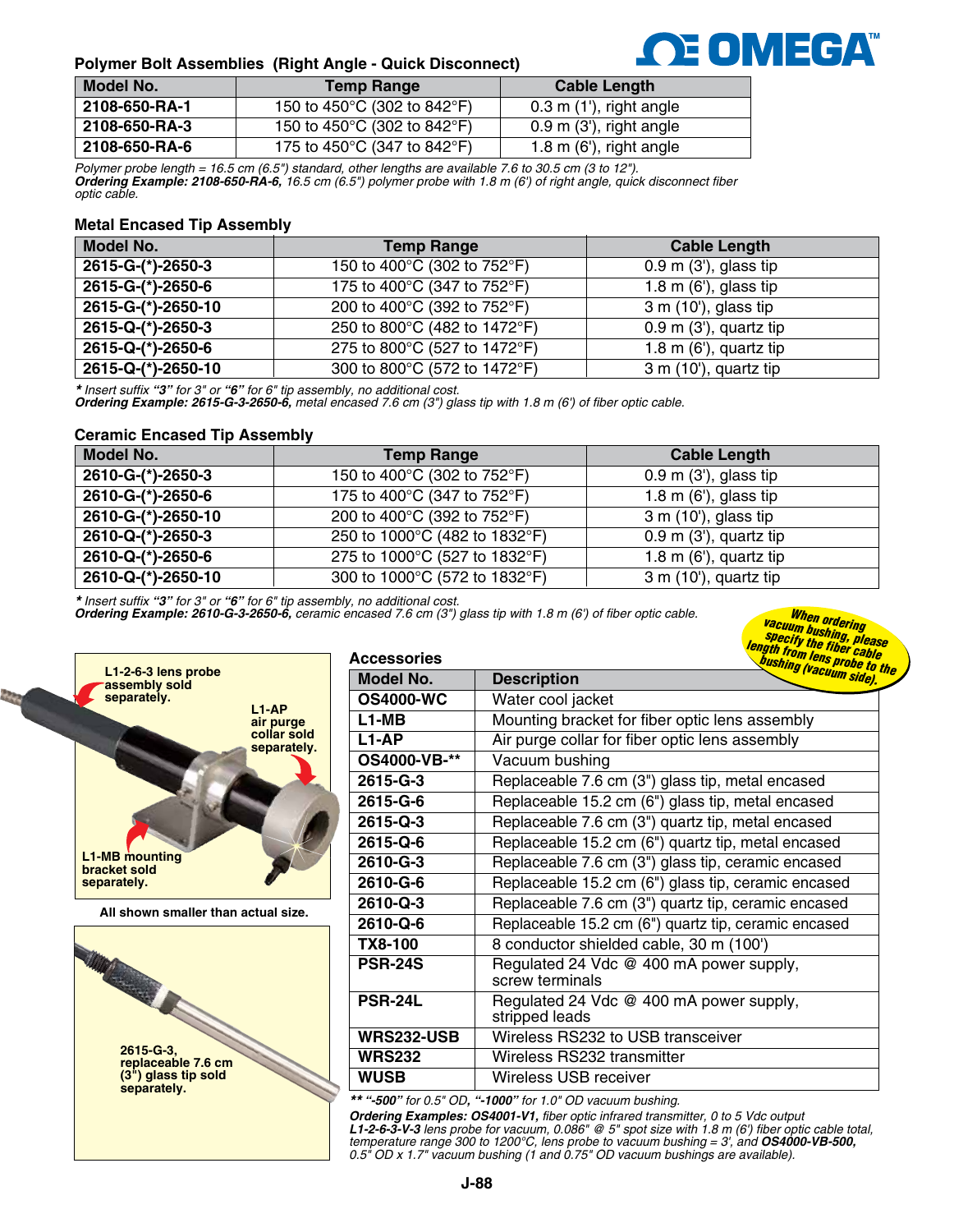### Polymer Bolt Assemblies (Right Angle - Quick Disconnect)

| Model No. | Temp Range | Cable Length |
|---|---|---|
| 2108-650-RA-1 | 150 to 450°C (302 to 842°F) | 0.3 m (1'), right angle |
| 2108-650-RA-3 | 150 to 450°C (302 to 842°F) | 0.9 m (3'), right angle |
| 2108-650-RA-6 | 175 to 450°C (347 to 842°F) | 1.8 m (6'), right angle |

*Polymer probe length = 16.5 cm (6.5") standard, other lengths are available 7.6 to 30.5 cm (3 to 12").*
***Ordering Example: 2108-650-RA-6,** 16.5 cm (6.5") polymer probe with 1.8 m (6') of right angle, quick disconnect fiber optic cable.*

### Metal Encased Tip Assembly

| Model No. | Temp Range | Cable Length |
|---|---|---|
| 2615-G-(*)-2650-3 | 150 to 400°C (302 to 752°F) | 0.9 m (3'), glass tip |
| 2615-G-(*)-2650-6 | 175 to 400°C (347 to 752°F) | 1.8 m (6'), glass tip |
| 2615-G-(*)-2650-10 | 200 to 400°C (392 to 752°F) | 3 m (10'), glass tip |
| 2615-Q-(*)-2650-3 | 250 to 800°C (482 to 1472°F) | 0.9 m (3'), quartz tip |
| 2615-Q-(*)-2650-6 | 275 to 800°C (527 to 1472°F) | 1.8 m (6'), quartz tip |
| 2615-Q-(*)-2650-10 | 300 to 800°C (572 to 1472°F) | 3 m (10'), quartz tip |

*** Insert suffix **"3"** for 3" or **"6"** for 6" tip assembly, no additional cost.*
***Ordering Example: 2615-G-3-2650-6,** metal encased 7.6 cm (3") glass tip with 1.8 m (6') of fiber optic cable.*

### Ceramic Encased Tip Assembly

| Model No. | Temp Range | Cable Length |
|---|---|---|
| 2610-G-(*)-2650-3 | 150 to 400°C (302 to 752°F) | 0.9 m (3'), glass tip |
| 2610-G-(*)-2650-6 | 175 to 400°C (347 to 752°F) | 1.8 m (6'), glass tip |
| 2610-G-(*)-2650-10 | 200 to 400°C (392 to 752°F) | 3 m (10'), glass tip |
| 2610-Q-(*)-2650-3 | 250 to 1000°C (482 to 1832°F) | 0.9 m (3'), quartz tip |
| 2610-Q-(*)-2650-6 | 275 to 1000°C (527 to 1832°F) | 1.8 m (6'), quartz tip |
| 2610-Q-(*)-2650-10 | 300 to 1000°C (572 to 1832°F) | 3 m (10'), quartz tip |

*** Insert suffix **"3"** for 3" or **"6"** for 6" tip assembly, no additional cost.*
***Ordering Example: 2610-G-3-2650-6,** ceramic encased 7.6 cm (3") glass tip with 1.8 m (6') of fiber optic cable.*

L1-2-6-3 lens probe assembly sold separately.

L1-AP air purge collar sold separately.

L1-MB mounting bracket sold separately.

All shown smaller than actual size.

2615-G-3, replaceable 7.6 cm (3") glass tip sold separately.

**When ordering vacuum bushing, please specify the fiber cable length from lens probe to the bushing (vacuum side).**

### Accessories

| Model No. | Description |
|---|---|
| OS4000-WC | Water cool jacket |
| L1-MB | Mounting bracket for fiber optic lens assembly |
| L1-AP | Air purge collar for fiber optic lens assembly |
| OS4000-VB-** | Vacuum bushing |
| 2615-G-3 | Replaceable 7.6 cm (3") glass tip, metal encased |
| 2615-G-6 | Replaceable 15.2 cm (6") glass tip, metal encased |
| 2615-Q-3 | Replaceable 7.6 cm (3") quartz tip, metal encased |
| 2615-Q-6 | Replaceable 15.2 cm (6") quartz tip, metal encased |
| 2610-G-3 | Replaceable 7.6 cm (3") glass tip, ceramic encased |
| 2610-G-6 | Replaceable 15.2 cm (6") glass tip, ceramic encased |
| 2610-Q-3 | Replaceable 7.6 cm (3") quartz tip, ceramic encased |
| 2610-Q-6 | Replaceable 15.2 cm (6") quartz tip, ceramic encased |
| TX8-100 | 8 conductor shielded cable, 30 m (100') |
| PSR-24S | Regulated 24 Vdc @ 400 mA power supply, screw terminals |
| PSR-24L | Regulated 24 Vdc @ 400 mA power supply, stripped leads |
| WRS232-USB | Wireless RS232 to USB transceiver |
| WRS232 | Wireless RS232 transmitter |
| WUSB | Wireless USB receiver |

**** **"-500"** for 0.5" OD, **"-1000"** for 1.0" OD vacuum bushing.*
***Ordering Examples: OS4001-V1,** fiber optic infrared transmitter, 0 to 5 Vdc output **L1-2-6-3-V-3** lens probe for vacuum, 0.086" @ 5" spot size with 1.8 m (6') fiber optic cable total, temperature range 300 to 1200°C, lens probe to vacuum bushing = 3', and **OS4000-VB-500,** 0.5" OD x 1.7" vacuum bushing (1 and 0.75" OD vacuum bushings are available).*